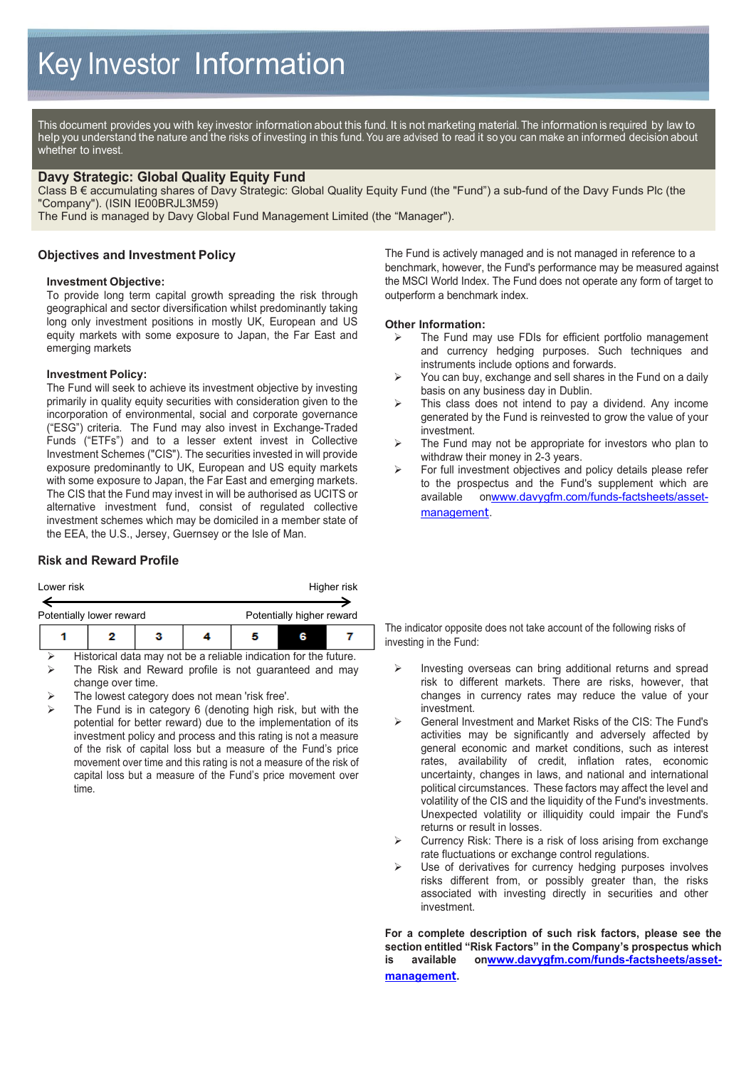# Key Investor Information

This document provides you with key investor information about this fund. It is not marketing material. The information is required by law to help you understand the nature and the risks of investing in this fund. You are advised to read it so you can make an informed decision about whether to invest.

## Davy Strategic: Global Quality Equity Fund

Class B € accumulating shares of Davy Strategic: Global Quality Equity Fund (the "Fund") a sub-fund of the Davy Funds Plc (the "Company"). (ISIN IE00BRJL3M59)

The Fund is managed by Davy Global Fund Management Limited (the "Manager").

## Objectives and Investment Policy

**Investment Objective:**

To provide long term capital growth spreading the risk through geographical and sector diversification whilst predominantly taking long only investment positions in mostly UK, European and US equity markets with some exposure to Japan, the Far East and emerging markets

**Investment Policy:**

The Fund will seek to achieve its investment objective by investing primarily in quality equity securities with consideration given to the incorporation of environmental, social and corporate governance ("ESG") criteria. The Fund may also invest in Exchange-Traded Funds ("ETFs") and to a lesser extent invest in Collective Investment Schemes ("CIS"). The securities invested in will provide exposure predominantly to UK, European and US equity markets with some exposure to Japan, the Far East and emerging markets. The CIS that the Fund may invest in will be authorised as UCITS or alternative investment fund, consist of regulated collective investment schemes which may be domiciled in a member state of the EEA, the U.S., Jersey, Guernsey or the Isle of Man.

The Fund is actively managed and is not managed in reference to a benchmark, however, the Fund's performance may be measured against the MSCI World Index. The Fund does not operate any form of target to outperform a benchmark index.

**Other Information:**

- The Fund may use FDIs for efficient portfolio management and currency hedging purposes. Such techniques and instruments include options and forwards.
- You can buy, exchange and sell shares in the Fund on a daily basis on any business day in Dublin.
- This class does not intend to pay a dividend. Any income generated by the Fund is reinvested to grow the value of your investment.
- The Fund may not be appropriate for investors who plan to withdraw their money in 2-3 years.
- For full investment objectives and policy details please refer to the prospectus and the Fund's supplement which are available on [www.davygfm.com/funds-factsheets/asset-management](www.davygfm.com/funds-factsheets/asset-management).

## Risk and Reward Profile

Lower risk ← → Higher risk

Potentially lower reward — Potentially higher reward

| 1 | 2 | 3 | 4 | 5 | **6** | 7 |
|---|---|---|---|---|---|---|

- Historical data may not be a reliable indication for the future.
- The Risk and Reward profile is not guaranteed and may change over time.
- The lowest category does not mean 'risk free'.
- The Fund is in category 6 (denoting high risk, but with the potential for better reward) due to the implementation of its investment policy and process and this rating is not a measure of the risk of capital loss but a measure of the Fund's price movement over time and this rating is not a measure of the risk of capital loss but a measure of the Fund's price movement over time.

The indicator opposite does not take account of the following risks of investing in the Fund:

- Investing overseas can bring additional returns and spread risk to different markets. There are risks, however, that changes in currency rates may reduce the value of your investment.
- General Investment and Market Risks of the CIS: The Fund's activities may be significantly and adversely affected by general economic and market conditions, such as interest rates, availability of credit, inflation rates, economic uncertainty, changes in laws, and national and international political circumstances. These factors may affect the level and volatility of the CIS and the liquidity of the Fund's investments. Unexpected volatility or illiquidity could impair the Fund's returns or result in losses.
- Currency Risk: There is a risk of loss arising from exchange rate fluctuations or exchange control regulations.
- Use of derivatives for currency hedging purposes involves risks different from, or possibly greater than, the risks associated with investing directly in securities and other investment.

**For a complete description of such risk factors, please see the section entitled "Risk Factors" in the Company's prospectus which is available on [www.davygfm.com/funds-factsheets/asset-management](www.davygfm.com/funds-factsheets/asset-management).**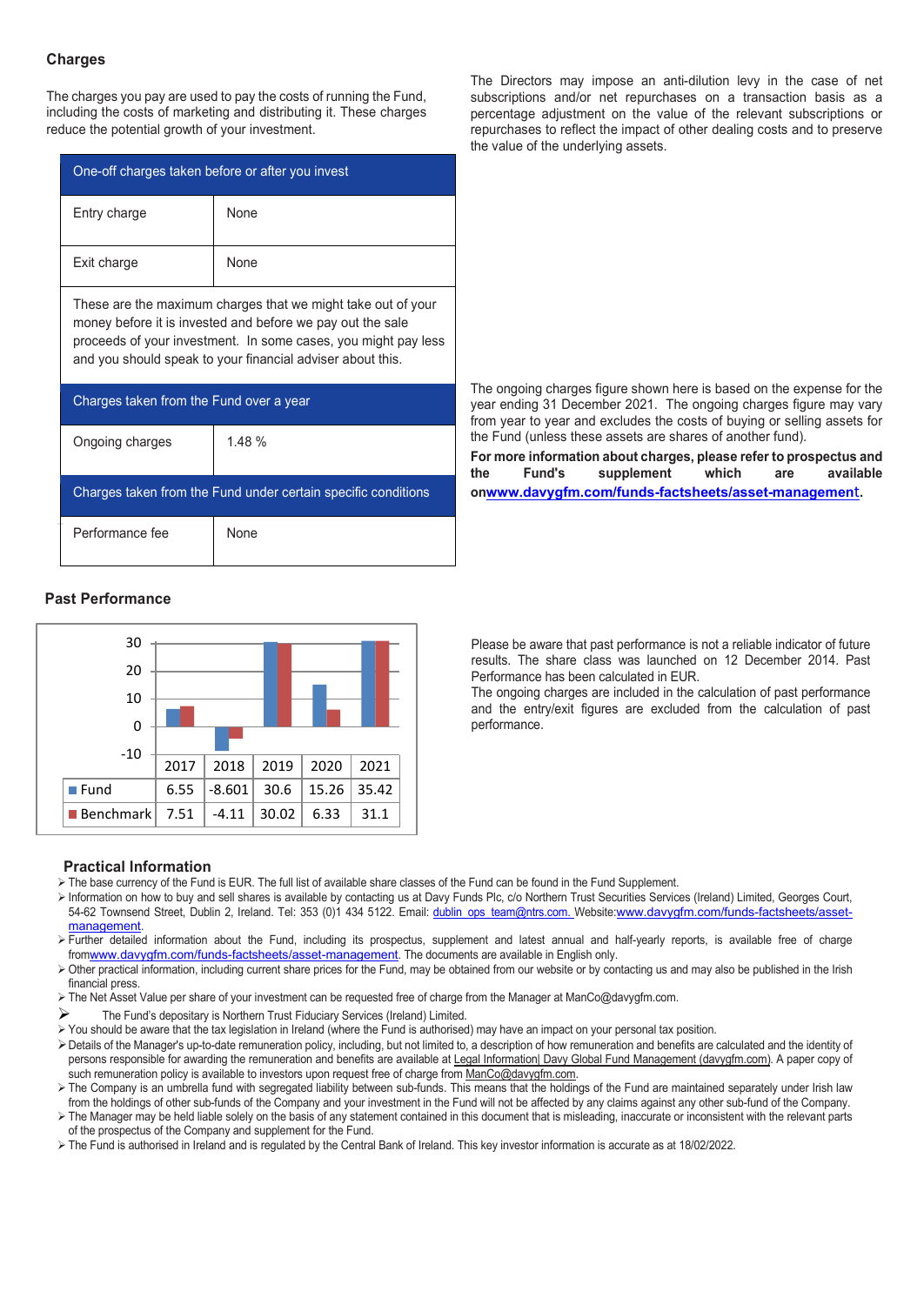## Charges

The charges you pay are used to pay the costs of running the Fund, including the costs of marketing and distributing it. These charges reduce the potential growth of your investment.

| One-off charges taken before or after you invest | |
|---|---|
| Entry charge | None |
| Exit charge | None |
| These are the maximum charges that we might take out of your money before it is invested and before we pay out the sale proceeds of your investment. In some cases, you might pay less and you should speak to your financial adviser about this. | |
| **Charges taken from the Fund over a year** | |
| Ongoing charges | 1.48 % |
| **Charges taken from the Fund under certain specific conditions** | |
| Performance fee | None |

The Directors may impose an anti-dilution levy in the case of net subscriptions and/or net repurchases on a transaction basis as a percentage adjustment on the value of the relevant subscriptions or repurchases to reflect the impact of other dealing costs and to preserve the value of the underlying assets.

The ongoing charges figure shown here is based on the expense for the year ending 31 December 2021. The ongoing charges figure may vary from year to year and excludes the costs of buying or selling assets for the Fund (unless these assets are shares of another fund).

**For more information about charges, please refer to prospectus and the Fund's supplement which are available onwww.davygfm.com/funds-factsheets/asset-management.**

## Past Performance

30
20
10
0
-10

2017 2018 2019 2020 2021

Fund 6.55 -8.601 30.6 15.26 35.42

Benchmark 7.51 -4.11 30.02 6.33 31.1

Please be aware that past performance is not a reliable indicator of future results. The share class was launched on 12 December 2014. Past Performance has been calculated in EUR.
The ongoing charges are included in the calculation of past performance and the entry/exit figures are excluded from the calculation of past performance.

## Practical Information

- The base currency of the Fund is EUR. The full list of available share classes of the Fund can be found in the Fund Supplement.
- Information on how to buy and sell shares is available by contacting us at Davy Funds Plc, c/o Northern Trust Securities Services (Ireland) Limited, Georges Court, 54-62 Townsend Street, Dublin 2, Ireland. Tel: 353 (0)1 434 5122. Email: dublin_ops_team@ntrs.com. Website:www.davygfm.com/funds-factsheets/asset-management.
- Further detailed information about the Fund, including its prospectus, supplement and latest annual and half-yearly reports, is available free of charge fromwww.davygfm.com/funds-factsheets/asset-management. The documents are available in English only.
- Other practical information, including current share prices for the Fund, may be obtained from our website or by contacting us and may also be published in the Irish financial press.
- The Net Asset Value per share of your investment can be requested free of charge from the Manager at ManCo@davygfm.com.
- The Fund's depositary is Northern Trust Fiduciary Services (Ireland) Limited.
- You should be aware that the tax legislation in Ireland (where the Fund is authorised) may have an impact on your personal tax position.
- Details of the Manager's up-to-date remuneration policy, including, but not limited to, a description of how remuneration and benefits are calculated and the identity of persons responsible for awarding the remuneration and benefits are available at Legal Information| Davy Global Fund Management (davygfm.com). A paper copy of such remuneration policy is available to investors upon request free of charge from ManCo@davygfm.com.
- The Company is an umbrella fund with segregated liability between sub-funds. This means that the holdings of the Fund are maintained separately under Irish law from the holdings of other sub-funds of the Company and your investment in the Fund will not be affected by any claims against any other sub-fund of the Company.
- The Manager may be held liable solely on the basis of any statement contained in this document that is misleading, inaccurate or inconsistent with the relevant parts of the prospectus of the Company and supplement for the Fund.
- The Fund is authorised in Ireland and is regulated by the Central Bank of Ireland. This key investor information is accurate as at 18/02/2022.